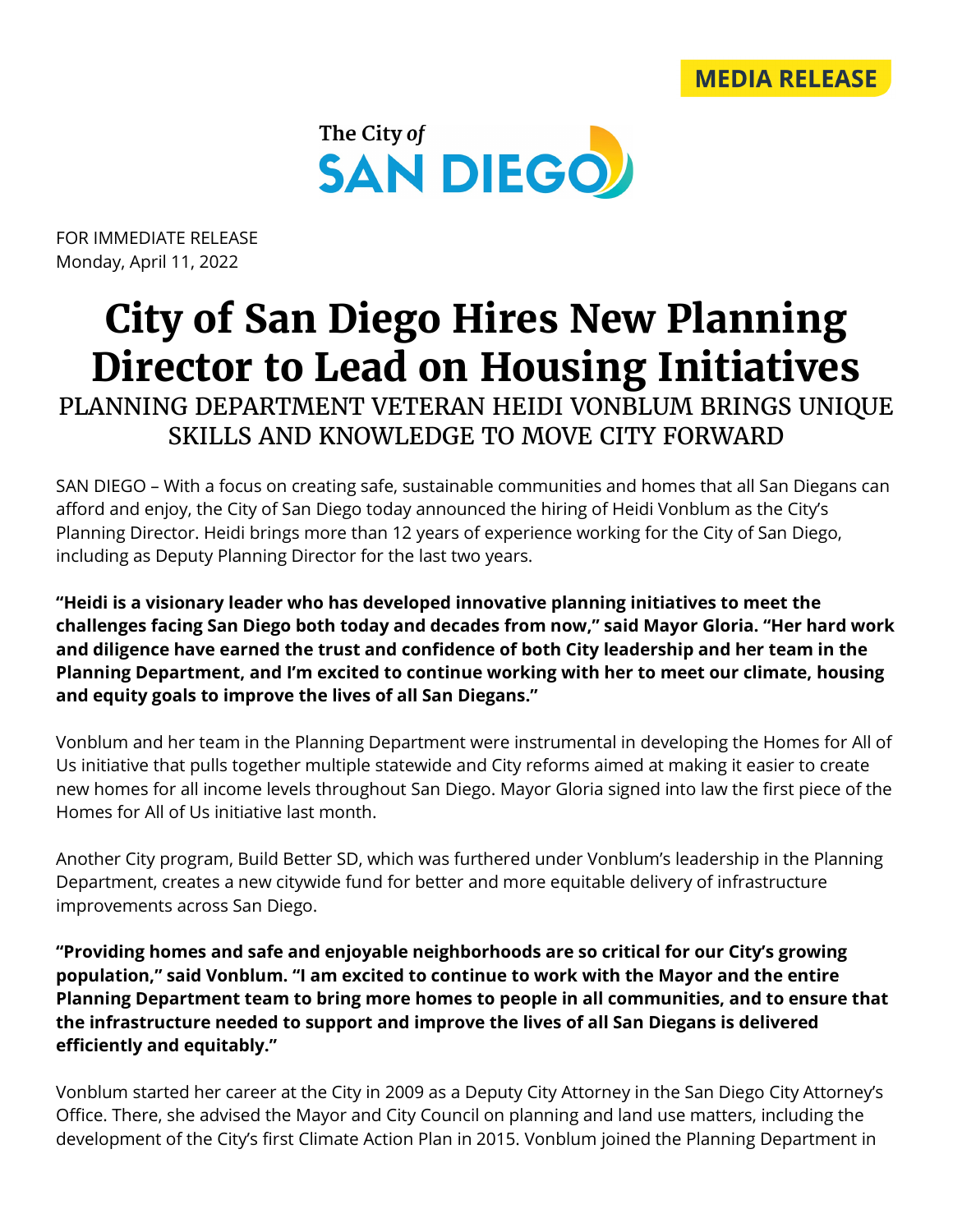MEDIA RELEASE

The City of SAN DIEGO

FOR IMMEDIATE RELEASE
Monday, April 11, 2022

# City of San Diego Hires New Planning Director to Lead on Housing Initiatives

## PLANNING DEPARTMENT VETERAN HEIDI VONBLUM BRINGS UNIQUE SKILLS AND KNOWLEDGE TO MOVE CITY FORWARD

SAN DIEGO – With a focus on creating safe, sustainable communities and homes that all San Diegans can afford and enjoy, the City of San Diego today announced the hiring of Heidi Vonblum as the City's Planning Director. Heidi brings more than 12 years of experience working for the City of San Diego, including as Deputy Planning Director for the last two years.

**"Heidi is a visionary leader who has developed innovative planning initiatives to meet the challenges facing San Diego both today and decades from now," said Mayor Gloria. "Her hard work and diligence have earned the trust and confidence of both City leadership and her team in the Planning Department, and I'm excited to continue working with her to meet our climate, housing and equity goals to improve the lives of all San Diegans."**

Vonblum and her team in the Planning Department were instrumental in developing the Homes for All of Us initiative that pulls together multiple statewide and City reforms aimed at making it easier to create new homes for all income levels throughout San Diego. Mayor Gloria signed into law the first piece of the Homes for All of Us initiative last month.

Another City program, Build Better SD, which was furthered under Vonblum's leadership in the Planning Department, creates a new citywide fund for better and more equitable delivery of infrastructure improvements across San Diego.

**"Providing homes and safe and enjoyable neighborhoods are so critical for our City's growing population," said Vonblum. "I am excited to continue to work with the Mayor and the entire Planning Department team to bring more homes to people in all communities, and to ensure that the infrastructure needed to support and improve the lives of all San Diegans is delivered efficiently and equitably."**

Vonblum started her career at the City in 2009 as a Deputy City Attorney in the San Diego City Attorney's Office. There, she advised the Mayor and City Council on planning and land use matters, including the development of the City's first Climate Action Plan in 2015. Vonblum joined the Planning Department in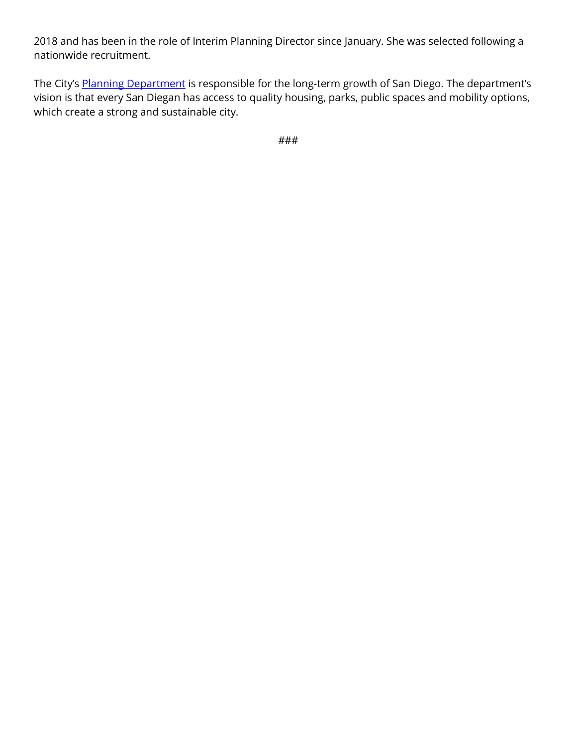2018 and has been in the role of Interim Planning Director since January. She was selected following a nationwide recruitment.

The City's Planning Department is responsible for the long-term growth of San Diego. The department's vision is that every San Diegan has access to quality housing, parks, public spaces and mobility options, which create a strong and sustainable city.

###